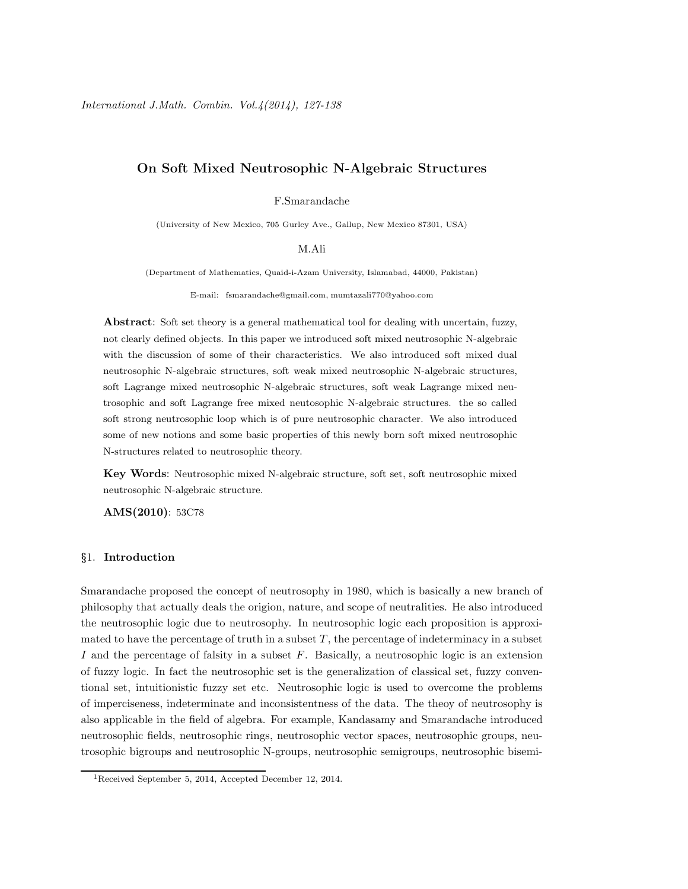# On Soft Mixed Neutrosophic N-Algebraic Structures

F.Smarandache

(University of New Mexico, 705 Gurley Ave., Gallup, New Mexico 87301, USA)

M.Ali

(Department of Mathematics, Quaid-i-Azam University, Islamabad, 44000, Pakistan)

E-mail: fsmarandache@gmail.com, mumtazali770@yahoo.com

**Abstract**: Soft set theory is a general mathematical tool for dealing with uncertain, fuzzy, not clearly defined objects. In this paper we introduced soft mixed neutrosophic N-algebraic with the discussion of some of their characteristics. We also introduced soft mixed dual neutrosophic N-algebraic structures, soft weak mixed neutrosophic N-algebraic structures, soft Lagrange mixed neutrosophic N-algebraic structures, soft weak Lagrange mixed neutrosophic and soft Lagrange free mixed neutosophic N-algebraic structures. the so called soft strong neutrosophic loop which is of pure neutrosophic character. We also introduced some of new notions and some basic properties of this newly born soft mixed neutrosophic N-structures related to neutrosophic theory.

**Key Words**: Neutrosophic mixed N-algebraic structure, soft set, soft neutrosophic mixed neutrosophic N-algebraic structure.

**AMS(2010)**: 53C78

## §1. Introduction

Smarandache proposed the concept of neutrosophy in 1980, which is basically a new branch of philosophy that actually deals the origion, nature, and scope of neutralities. He also introduced the neutrosophic logic due to neutrosophy. In neutrosophic logic each proposition is approximated to have the percentage of truth in a subset $T$, the percentage of indeterminacy in a subset $I$ and the percentage of falsity in a subset $F$. Basically, a neutrosophic logic is an extension of fuzzy logic. In fact the neutrosophic set is the generalization of classical set, fuzzy conventional set, intuitionistic fuzzy set etc. Neutrosophic logic is used to overcome the problems of imperciseness, indeterminate and inconsistentness of the data. The theoy of neutrosophy is also applicable in the field of algebra. For example, Kandasamy and Smarandache introduced neutrosophic fields, neutrosophic rings, neutrosophic vector spaces, neutrosophic groups, neutrosophic bigroups and neutrosophic N-groups, neutrosophic semigroups, neutrosophic bisemi-

[1]Received September 5, 2014, Accepted December 12, 2014.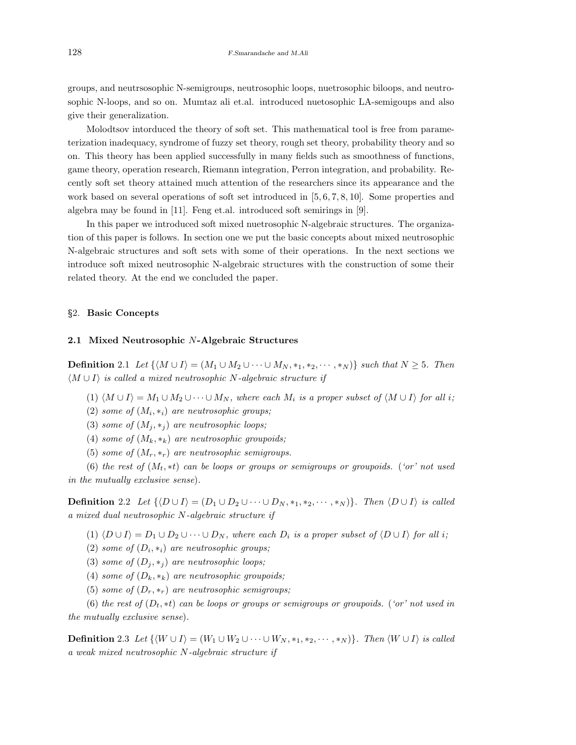groups, and neutrsosophic N-semigroups, neutrosophic loops, nuetrosophic biloops, and neutrosophic N-loops, and so on. Mumtaz ali et.al. introduced nuetosophic LA-semigoups and also give their generalization.

Molodtsov intorduced the theory of soft set. This mathematical tool is free from parameterization inadequacy, syndrome of fuzzy set theory, rough set theory, probability theory and so on. This theory has been applied successfully in many fields such as smoothness of functions, game theory, operation research, Riemann integration, Perron integration, and probability. Recently soft set theory attained much attention of the researchers since its appearance and the work based on several operations of soft set introduced in [5, 6, 7, 8, 10]. Some properties and algebra may be found in [11]. Feng et.al. introduced soft semirings in [9].

In this paper we introduced soft mixed nuetrosophic N-algebraic structures. The organization of this paper is follows. In section one we put the basic concepts about mixed neutrosophic N-algebraic structures and soft sets with some of their operations. In the next sections we introduce soft mixed neutrosophic N-algebraic structures with the construction of some their related theory. At the end we concluded the paper.

## §2. Basic Concepts

### 2.1 Mixed Neutrosophic $N$-Algebraic Structures

**Definition** 2.1 *Let $\{\langle M \cup I \rangle = (M_1 \cup M_2 \cup \cdots \cup M_N, *_1, *_2, \cdots, *_N)\}$ such that $N \geq 5$. Then $\langle M \cup I \rangle$ is called a mixed neutrosophic $N$-algebraic structure if*

(1) *$\langle M \cup I \rangle = M_1 \cup M_2 \cup \cdots \cup M_N$, where each $M_i$ is a proper subset of $\langle M \cup I \rangle$ for all $i$;*

(2) *some of $(M_i, *_i)$ are neutrosophic groups;*

(3) *some of $(M_j, *_j)$ are neutrosophic loops;*

(4) *some of $(M_k, *_k)$ are neutrosophic groupoids;*

(5) *some of $(M_r, *_r)$ are neutrosophic semigroups.*

(6) *the rest of $(M_t, *t)$ can be loops or groups or semigroups or groupoids. ('or' not used in the mutually exclusive sense).*

**Definition** 2.2 *Let $\{\langle D \cup I \rangle = (D_1 \cup D_2 \cup \cdots \cup D_N, *_1, *_2, \cdots, *_N)\}$. Then $\langle D \cup I \rangle$ is called a mixed dual neutrosophic $N$-algebraic structure if*

(1) *$\langle D \cup I \rangle = D_1 \cup D_2 \cup \cdots \cup D_N$, where each $D_i$ is a proper subset of $\langle D \cup I \rangle$ for all $i$;*

(2) *some of $(D_i, *_i)$ are neutrosophic groups;*

(3) *some of $(D_j, *_j)$ are neutrosophic loops;*

(4) *some of $(D_k, *_k)$ are neutrosophic groupoids;*

(5) *some of $(D_r, *_r)$ are neutrosophic semigroups;*

(6) *the rest of $(D_t, *t)$ can be loops or groups or semigroups or groupoids. ('or' not used in the mutually exclusive sense).*

**Definition** 2.3 *Let $\{\langle W \cup I \rangle = (W_1 \cup W_2 \cup \cdots \cup W_N, *_1, *_2, \cdots, *_N)\}$. Then $\langle W \cup I \rangle$ is called a weak mixed neutrosophic $N$-algebraic structure if*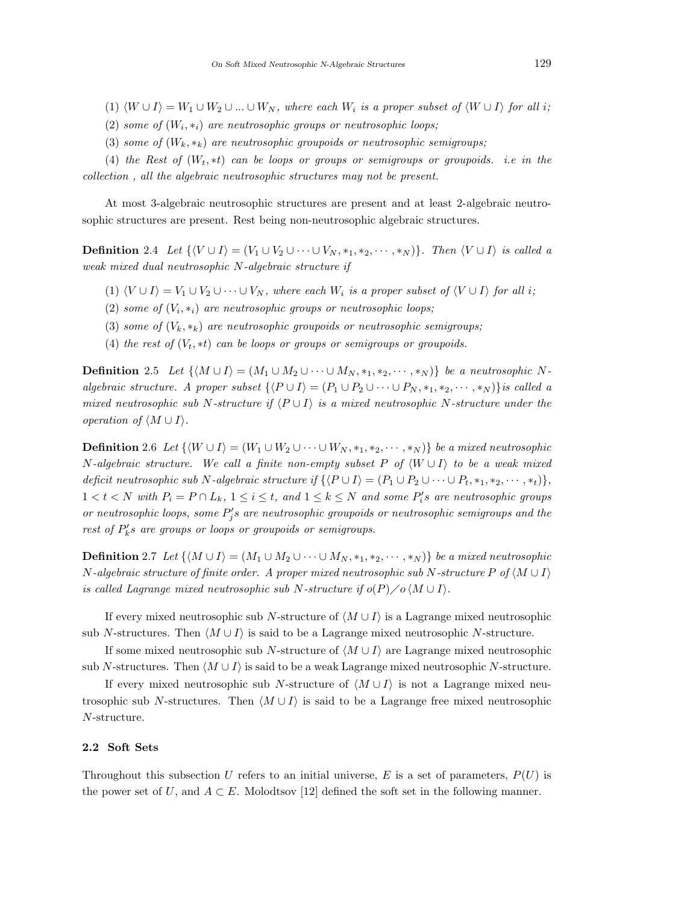(1) $\langle W \cup I \rangle = W_1 \cup W_2 \cup ... \cup W_N$, *where each* $W_i$ *is a proper subset of* $\langle W \cup I \rangle$ *for all* $i$;

(2) *some of* $(W_i, *_i)$ *are neutrosophic groups or neutrosophic loops;*

(3) *some of* $(W_k, *_k)$ *are neutrosophic groupoids or neutrosophic semigroups;*

(4) *the Rest of* $(W_t, *t)$ *can be loops or groups or semigroups or groupoids. i.e in the collection , all the algebraic neutrosophic structures may not be present.*

At most 3-algebraic neutrosophic structures are present and at least 2-algebraic neutrosophic structures are present. Rest being non-neutrosophic algebraic structures.

**Definition** 2.4 *Let* $\{\langle V \cup I \rangle = (V_1 \cup V_2 \cup \cdots \cup V_N, *_1, *_2, \cdots, *_N)\}$. *Then* $\langle V \cup I \rangle$ *is called a weak mixed dual neutrosophic* $N$*-algebraic structure if*

(1) $\langle V \cup I \rangle = V_1 \cup V_2 \cup \cdots \cup V_N$, *where each* $W_i$ *is a proper subset of* $\langle V \cup I \rangle$ *for all* $i$;

(2) *some of* $(V_i, *_i)$ *are neutrosophic groups or neutrosophic loops;*

(3) *some of* $(V_k, *_k)$ *are neutrosophic groupoids or neutrosophic semigroups;*

(4) *the rest of* $(V_t, *t)$ *can be loops or groups or semigroups or groupoids.*

**Definition** 2.5 *Let* $\{\langle M \cup I \rangle = (M_1 \cup M_2 \cup \cdots \cup M_N, *_1, *_2, \cdots, *_N)\}$ *be a neutrosophic* $N$*-algebraic structure. A proper subset* $\{\langle P \cup I \rangle = (P_1 \cup P_2 \cup \cdots \cup P_N, *_1, *_2, \cdots, *_N)\}$*is called a mixed neutrosophic sub* $N$*-structure if* $\langle P \cup I \rangle$ *is a mixed neutrosophic* $N$*-structure under the operation of* $\langle M \cup I \rangle$.

**Definition** 2.6 *Let* $\{\langle W \cup I \rangle = (W_1 \cup W_2 \cup \cdots \cup W_N, *_1, *_2, \cdots, *_N)\}$ *be a mixed neutrosophic* $N$*-algebraic structure. We call a finite non-empty subset* $P$ *of* $\langle W \cup I \rangle$ *to be a weak mixed deficit neutrosophic sub* $N$*-algebraic structure if* $\{\langle P \cup I \rangle = (P_1 \cup P_2 \cup \cdots \cup P_t, *_1, *_2, \cdots, *_t)\}$, $1 < t < N$ *with* $P_i = P \cap L_k$, $1 \leq i \leq t$, *and* $1 \leq k \leq N$ *and some* $P_i's$ *are neutrosophic groups or neutrosophic loops, some* $P_j's$ *are neutrosophic groupoids or neutrosophic semigroups and the rest of* $P_k's$ *are groups or loops or groupoids or semigroups.*

**Definition** 2.7 *Let* $\{\langle M \cup I \rangle = (M_1 \cup M_2 \cup \cdots \cup M_N, *_1, *_2, \cdots, *_N)\}$ *be a mixed neutrosophic* $N$*-algebraic structure of finite order. A proper mixed neutrosophic sub* $N$*-structure* $P$ *of* $\langle M \cup I \rangle$ *is called Lagrange mixed neutrosophic sub* $N$*-structure if* $o(P) / o\langle M \cup I \rangle$.

If every mixed neutrosophic sub $N$-structure of $\langle M \cup I \rangle$ is a Lagrange mixed neutrosophic sub $N$-structures. Then $\langle M \cup I \rangle$ is said to be a Lagrange mixed neutrosophic $N$-structure.

If some mixed neutrosophic sub $N$-structure of $\langle M \cup I \rangle$ are Lagrange mixed neutrosophic sub $N$-structures. Then $\langle M \cup I \rangle$ is said to be a weak Lagrange mixed neutrosophic $N$-structure.

If every mixed neutrosophic sub $N$-structure of $\langle M \cup I \rangle$ is not a Lagrange mixed neutrosophic sub $N$-structures. Then $\langle M \cup I \rangle$ is said to be a Lagrange free mixed neutrosophic $N$-structure.

### 2.2 Soft Sets

Throughout this subsection $U$ refers to an initial universe, $E$ is a set of parameters, $P(U)$ is the power set of $U$, and $A \subset E$. Molodtsov [12] defined the soft set in the following manner.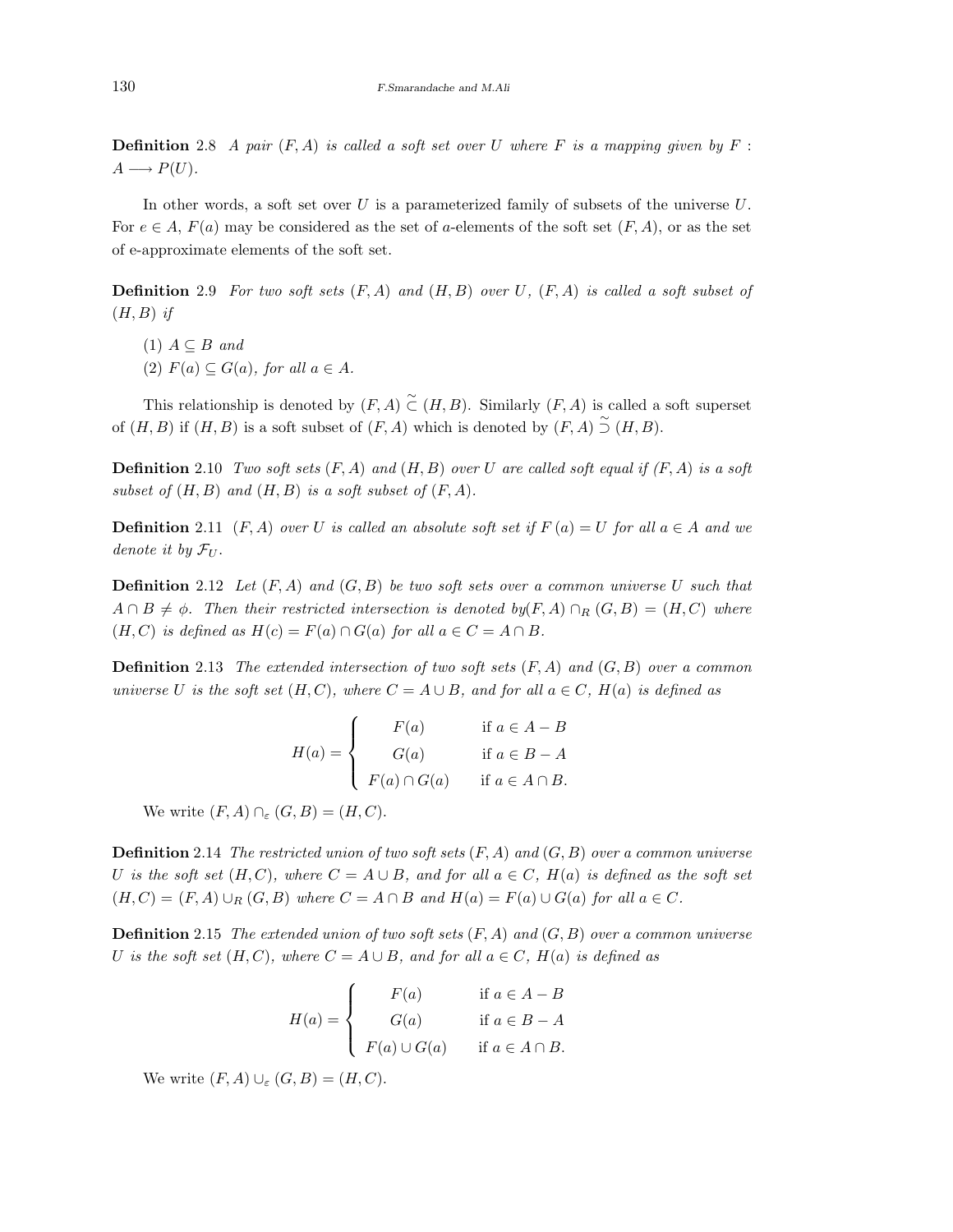**Definition** 2.8 *A pair $(F, A)$ is called a soft set over $U$ where $F$ is a mapping given by $F : A \longrightarrow P(U)$.*

In other words, a soft set over $U$ is a parameterized family of subsets of the universe $U$. For $e \in A$, $F(a)$ may be considered as the set of $a$-elements of the soft set $(F, A)$, or as the set of e-approximate elements of the soft set.

**Definition** 2.9 *For two soft sets $(F, A)$ and $(H, B)$ over $U$, $(F, A)$ is called a soft subset of $(H, B)$ if*

*(1) $A \subseteq B$ and*

*(2) $F(a) \subseteq G(a)$, for all $a \in A$.*

This relationship is denoted by $(F, A) \tilde{\subset} (H, B)$. Similarly $(F, A)$ is called a soft superset of $(H, B)$ if $(H, B)$ is a soft subset of $(F, A)$ which is denoted by $(F, A) \tilde{\supset} (H, B)$.

**Definition** 2.10 *Two soft sets $(F, A)$ and $(H, B)$ over $U$ are called soft equal if $(F, A)$ is a soft subset of $(H, B)$ and $(H, B)$ is a soft subset of $(F, A)$.*

**Definition** 2.11 *$(F, A)$ over $U$ is called an absolute soft set if $F(a) = U$ for all $a \in A$ and we denote it by $\mathcal{F}_U$.*

**Definition** 2.12 *Let $(F, A)$ and $(G, B)$ be two soft sets over a common universe $U$ such that $A \cap B \neq \phi$. Then their restricted intersection is denoted by$(F, A) \cap_R (G, B) = (H, C)$ where $(H, C)$ is defined as $H(c) = F(a) \cap G(a)$ for all $a \in C = A \cap B$.*

**Definition** 2.13 *The extended intersection of two soft sets $(F, A)$ and $(G, B)$ over a common universe $U$ is the soft set $(H, C)$, where $C = A \cup B$, and for all $a \in C$, $H(a)$ is defined as*

$$H(a) = \begin{cases} F(a) & \text{if } a \in A - B \\ G(a) & \text{if } a \in B - A \\ F(a) \cap G(a) & \text{if } a \in A \cap B. \end{cases}$$

We write $(F, A) \cap_\varepsilon (G, B) = (H, C)$.

**Definition** 2.14 *The restricted union of two soft sets $(F, A)$ and $(G, B)$ over a common universe $U$ is the soft set $(H, C)$, where $C = A \cup B$, and for all $a \in C$, $H(a)$ is defined as the soft set $(H, C) = (F, A) \cup_R (G, B)$ where $C = A \cap B$ and $H(a) = F(a) \cup G(a)$ for all $a \in C$.*

**Definition** 2.15 *The extended union of two soft sets $(F, A)$ and $(G, B)$ over a common universe $U$ is the soft set $(H, C)$, where $C = A \cup B$, and for all $a \in C$, $H(a)$ is defined as*

$$H(a) = \begin{cases} F(a) & \text{if } a \in A - B \\ G(a) & \text{if } a \in B - A \\ F(a) \cup G(a) & \text{if } a \in A \cap B. \end{cases}$$

We write $(F, A) \cup_\varepsilon (G, B) = (H, C)$.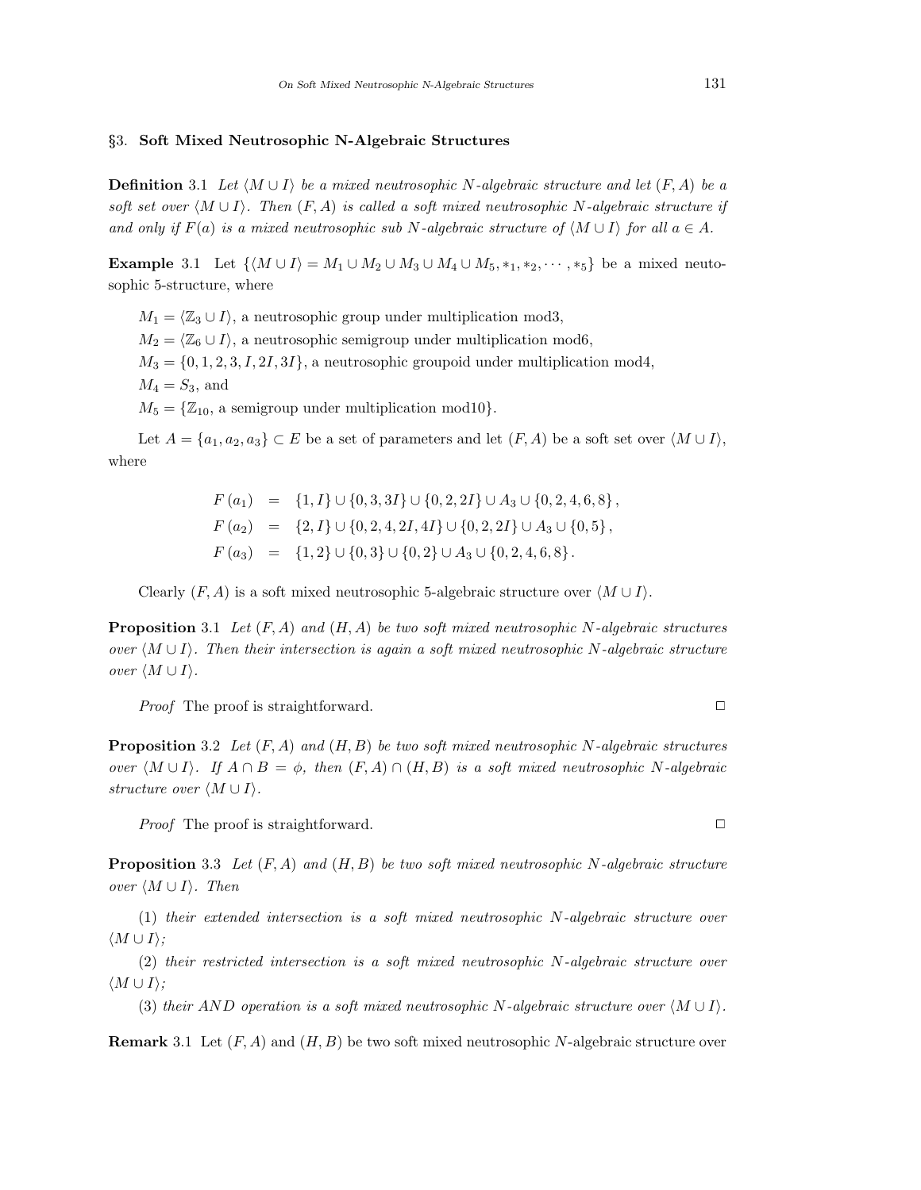## §3. Soft Mixed Neutrosophic N-Algebraic Structures

**Definition** 3.1 *Let $\langle M \cup I \rangle$ be a mixed neutrosophic $N$-algebraic structure and let $(F, A)$ be a soft set over $\langle M \cup I \rangle$. Then $(F, A)$ is called a soft mixed neutrosophic $N$-algebraic structure if and only if $F(a)$ is a mixed neutrosophic sub $N$-algebraic structure of $\langle M \cup I \rangle$ for all $a \in A$.*

**Example** 3.1 Let $\{\langle M \cup I \rangle = M_1 \cup M_2 \cup M_3 \cup M_4 \cup M_5, *_1, *_2, \cdots, *_5\}$ be a mixed neutosophic 5-structure, where

$M_1 = \langle \mathbb{Z}_3 \cup I \rangle$, a neutrosophic group under multiplication mod3,

$M_2 = \langle \mathbb{Z}_6 \cup I \rangle$, a neutrosophic semigroup under multiplication mod6,

$M_3 = \{0, 1, 2, 3, I, 2I, 3I\}$, a neutrosophic groupoid under multiplication mod4,

$M_4 = S_3$, and

$M_5 = \{\mathbb{Z}_{10}$, a semigroup under multiplication mod10$\}$.

Let $A = \{a_1, a_2, a_3\} \subset E$ be a set of parameters and let $(F, A)$ be a soft set over $\langle M \cup I \rangle$, where

$$
\begin{aligned}
F(a_1) &= \{1, I\} \cup \{0, 3, 3I\} \cup \{0, 2, 2I\} \cup A_3 \cup \{0, 2, 4, 6, 8\}, \\
F(a_2) &= \{2, I\} \cup \{0, 2, 4, 2I, 4I\} \cup \{0, 2, 2I\} \cup A_3 \cup \{0, 5\}, \\
F(a_3) &= \{1, 2\} \cup \{0, 3\} \cup \{0, 2\} \cup A_3 \cup \{0, 2, 4, 6, 8\}.
\end{aligned}
$$

Clearly $(F, A)$ is a soft mixed neutrosophic 5-algebraic structure over $\langle M \cup I \rangle$.

**Proposition** 3.1 *Let $(F, A)$ and $(H, A)$ be two soft mixed neutrosophic $N$-algebraic structures over $\langle M \cup I \rangle$. Then their intersection is again a soft mixed neutrosophic $N$-algebraic structure over $\langle M \cup I \rangle$.*

*Proof* The proof is straightforward. □

**Proposition** 3.2 *Let $(F, A)$ and $(H, B)$ be two soft mixed neutrosophic $N$-algebraic structures over $\langle M \cup I \rangle$. If $A \cap B = \phi$, then $(F, A) \cap (H, B)$ is a soft mixed neutrosophic $N$-algebraic structure over $\langle M \cup I \rangle$.*

*Proof* The proof is straightforward. □

**Proposition** 3.3 *Let $(F, A)$ and $(H, B)$ be two soft mixed neutrosophic $N$-algebraic structure over $\langle M \cup I \rangle$. Then*

(1) *their extended intersection is a soft mixed neutrosophic $N$-algebraic structure over $\langle M \cup I \rangle$;*

(2) *their restricted intersection is a soft mixed neutrosophic $N$-algebraic structure over $\langle M \cup I \rangle$;*

(3) *their $AND$ operation is a soft mixed neutrosophic $N$-algebraic structure over $\langle M \cup I \rangle$.*

**Remark** 3.1 Let $(F, A)$ and $(H, B)$ be two soft mixed neutrosophic $N$-algebraic structure over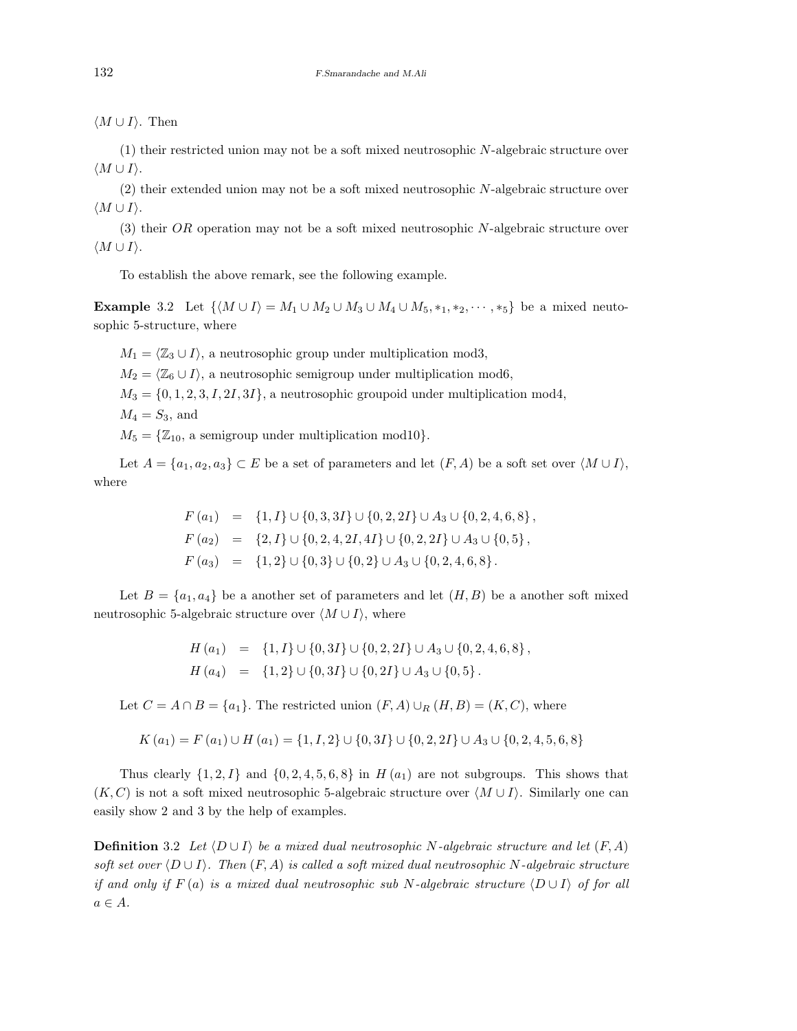$\langle M \cup I \rangle$. Then

(1) their restricted union may not be a soft mixed neutrosophic $N$-algebraic structure over $\langle M \cup I \rangle$.

(2) their extended union may not be a soft mixed neutrosophic $N$-algebraic structure over $\langle M \cup I \rangle$.

(3) their $OR$ operation may not be a soft mixed neutrosophic $N$-algebraic structure over $\langle M \cup I \rangle$.

To establish the above remark, see the following example.

**Example** 3.2 Let $\{\langle M \cup I \rangle = M_1 \cup M_2 \cup M_3 \cup M_4 \cup M_5, *_1, *_2, \cdots, *_5\}$ be a mixed neutosophic 5-structure, where

$M_1 = \langle \mathbb{Z}_3 \cup I \rangle$, a neutrosophic group under multiplication mod3,

$M_2 = \langle \mathbb{Z}_6 \cup I \rangle$, a neutrosophic semigroup under multiplication mod6,

$M_3 = \{0, 1, 2, 3, I, 2I, 3I\}$, a neutrosophic groupoid under multiplication mod4,

$M_4 = S_3$, and

$M_5 = \{\mathbb{Z}_{10}$, a semigroup under multiplication mod10$\}$.

Let $A = \{a_1, a_2, a_3\} \subset E$ be a set of parameters and let $(F, A)$ be a soft set over $\langle M \cup I \rangle$, where

$$
\begin{aligned}
F(a_1) &= \{1, I\} \cup \{0, 3, 3I\} \cup \{0, 2, 2I\} \cup A_3 \cup \{0, 2, 4, 6, 8\}, \\
F(a_2) &= \{2, I\} \cup \{0, 2, 4, 2I, 4I\} \cup \{0, 2, 2I\} \cup A_3 \cup \{0, 5\}, \\
F(a_3) &= \{1, 2\} \cup \{0, 3\} \cup \{0, 2\} \cup A_3 \cup \{0, 2, 4, 6, 8\}.
\end{aligned}
$$

Let $B = \{a_1, a_4\}$ be a another set of parameters and let $(H, B)$ be a another soft mixed neutrosophic 5-algebraic structure over $\langle M \cup I \rangle$, where

$$
\begin{aligned}
H(a_1) &= \{1, I\} \cup \{0, 3I\} \cup \{0, 2, 2I\} \cup A_3 \cup \{0, 2, 4, 6, 8\}, \\
H(a_4) &= \{1, 2\} \cup \{0, 3I\} \cup \{0, 2I\} \cup A_3 \cup \{0, 5\}.
\end{aligned}
$$

Let $C = A \cap B = \{a_1\}$. The restricted union $(F, A) \cup_R (H, B) = (K, C)$, where

$$
K(a_1) = F(a_1) \cup H(a_1) = \{1, I, 2\} \cup \{0, 3I\} \cup \{0, 2, 2I\} \cup A_3 \cup \{0, 2, 4, 5, 6, 8\}
$$

Thus clearly $\{1, 2, I\}$ and $\{0, 2, 4, 5, 6, 8\}$ in $H(a_1)$ are not subgroups. This shows that $(K, C)$ is not a soft mixed neutrosophic 5-algebraic structure over $\langle M \cup I \rangle$. Similarly one can easily show 2 and 3 by the help of examples.

**Definition** 3.2 *Let $\langle D \cup I \rangle$ be a mixed dual neutrosophic $N$-algebraic structure and let $(F, A)$ soft set over $\langle D \cup I \rangle$. Then $(F, A)$ is called a soft mixed dual neutrosophic $N$-algebraic structure if and only if $F(a)$ is a mixed dual neutrosophic sub $N$-algebraic structure $\langle D \cup I \rangle$ of for all $a \in A$.*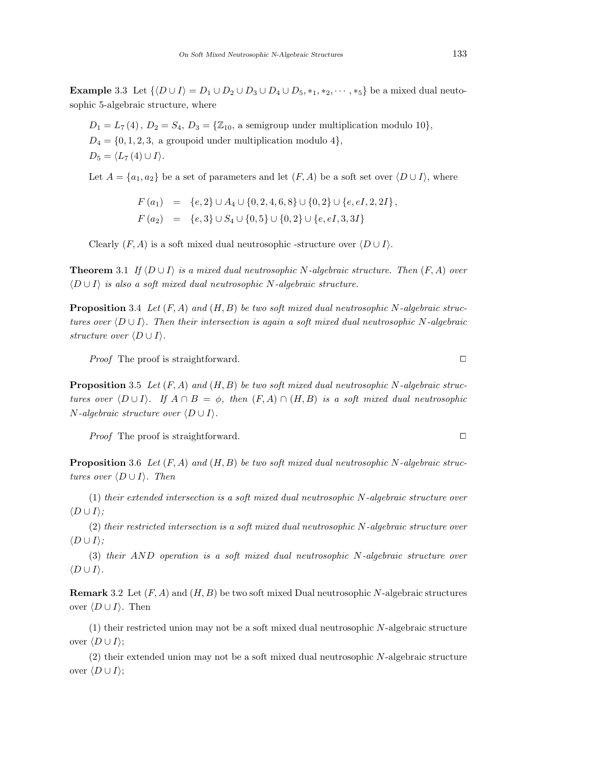**Example** 3.3 Let $\{\langle D \cup I \rangle = D_1 \cup D_2 \cup D_3 \cup D_4 \cup D_5, *_1, *_2, \cdots, *_5\}$ be a mixed dual neutosophic 5-algebraic structure, where

$D_1 = L_7(4)$, $D_2 = S_4$, $D_3 = \{\mathbb{Z}_{10}$, a semigroup under multiplication modulo 10$\}$,
$D_4 = \{0, 1, 2, 3,$ a groupoid under multiplication modulo 4$\}$,
$D_5 = \langle L_7(4) \cup I \rangle$.

Let $A = \{a_1, a_2\}$ be a set of parameters and let $(F, A)$ be a soft set over $\langle D \cup I \rangle$, where

$$F(a_1) = \{e, 2\} \cup A_4 \cup \{0, 2, 4, 6, 8\} \cup \{0, 2\} \cup \{e, eI, 2, 2I\},$$
$$F(a_2) = \{e, 3\} \cup S_4 \cup \{0, 5\} \cup \{0, 2\} \cup \{e, eI, 3, 3I\}$$

Clearly $(F, A)$ is a soft mixed dual neutrosophic -structure over $\langle D \cup I \rangle$.

**Theorem** 3.1 *If $\langle D \cup I \rangle$ is a mixed dual neutrosophic $N$-algebraic structure. Then $(F, A)$ over $\langle D \cup I \rangle$ is also a soft mixed dual neutrosophic $N$-algebraic structure.*

**Proposition** 3.4 *Let $(F, A)$ and $(H, B)$ be two soft mixed dual neutrosophic $N$-algebraic structures over $\langle D \cup I \rangle$. Then their intersection is again a soft mixed dual neutrosophic $N$-algebraic structure over $\langle D \cup I \rangle$.*

*Proof* The proof is straightforward. □

**Proposition** 3.5 *Let $(F, A)$ and $(H, B)$ be two soft mixed dual neutrosophic $N$-algebraic structures over $\langle D \cup I \rangle$. If $A \cap B = \phi$, then $(F, A) \cap (H, B)$ is a soft mixed dual neutrosophic $N$-algebraic structure over $\langle D \cup I \rangle$.*

*Proof* The proof is straightforward. □

**Proposition** 3.6 *Let $(F, A)$ and $(H, B)$ be two soft mixed dual neutrosophic $N$-algebraic structures over $\langle D \cup I \rangle$. Then*

(1) *their extended intersection is a soft mixed dual neutrosophic $N$-algebraic structure over $\langle D \cup I \rangle$;*

(2) *their restricted intersection is a soft mixed dual neutrosophic $N$-algebraic structure over $\langle D \cup I \rangle$;*

(3) *their AND operation is a soft mixed dual neutrosophic $N$-algebraic structure over $\langle D \cup I \rangle$.*

**Remark** 3.2 Let $(F, A)$ and $(H, B)$ be two soft mixed Dual neutrosophic $N$-algebraic structures over $\langle D \cup I \rangle$. Then

(1) their restricted union may not be a soft mixed dual neutrosophic $N$-algebraic structure over $\langle D \cup I \rangle$;

(2) their extended union may not be a soft mixed dual neutrosophic $N$-algebraic structure over $\langle D \cup I \rangle$;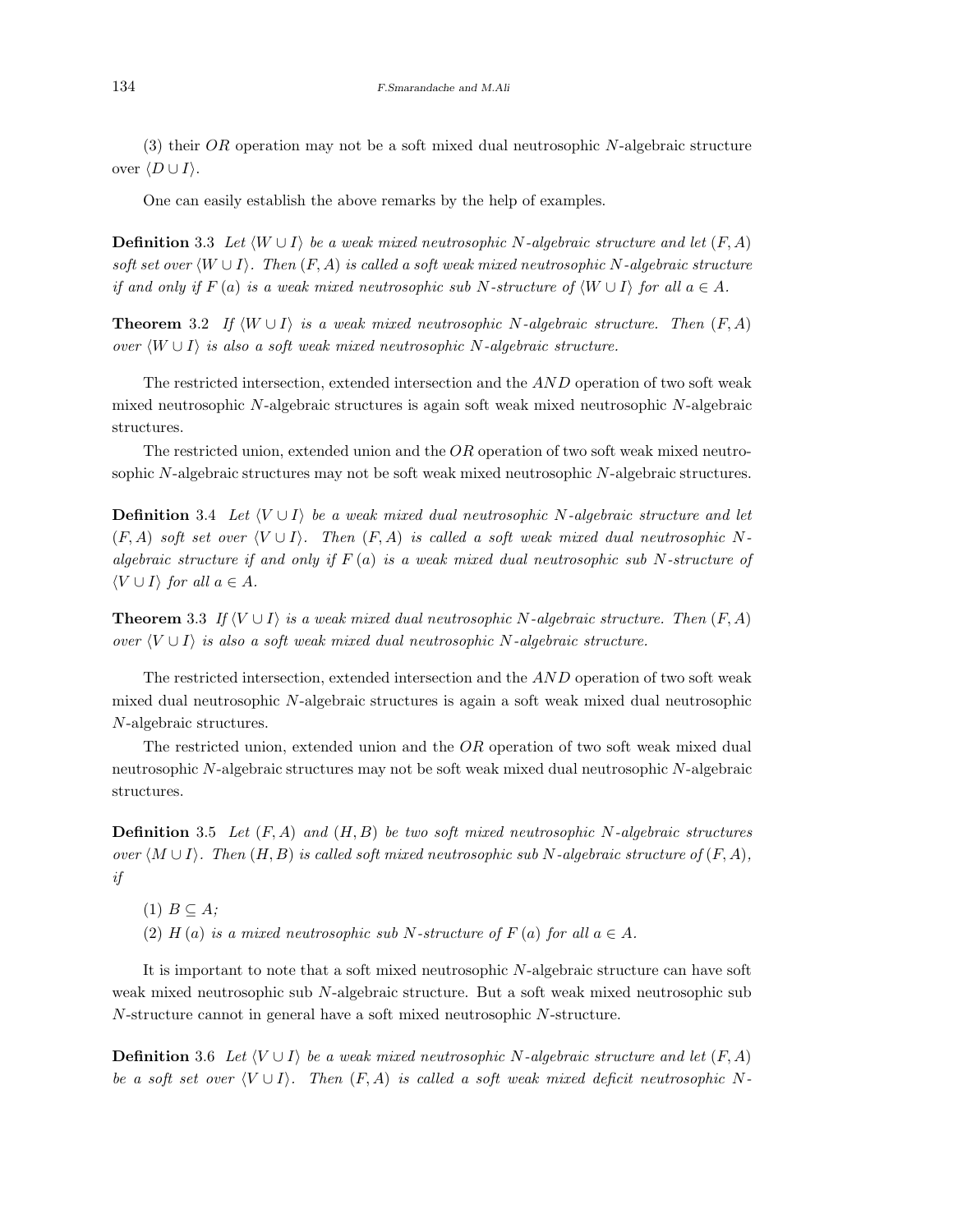(3) their $OR$ operation may not be a soft mixed dual neutrosophic $N$-algebraic structure over $\langle D \cup I \rangle$.

One can easily establish the above remarks by the help of examples.

**Definition** 3.3 *Let $\langle W \cup I \rangle$ be a weak mixed neutrosophic $N$-algebraic structure and let $(F, A)$ soft set over $\langle W \cup I \rangle$. Then $(F, A)$ is called a soft weak mixed neutrosophic $N$-algebraic structure if and only if $F(a)$ is a weak mixed neutrosophic sub $N$-structure of $\langle W \cup I \rangle$ for all $a \in A$.*

**Theorem** 3.2 *If $\langle W \cup I \rangle$ is a weak mixed neutrosophic $N$-algebraic structure. Then $(F, A)$ over $\langle W \cup I \rangle$ is also a soft weak mixed neutrosophic $N$-algebraic structure.*

The restricted intersection, extended intersection and the $AND$ operation of two soft weak mixed neutrosophic $N$-algebraic structures is again soft weak mixed neutrosophic $N$-algebraic structures.

The restricted union, extended union and the $OR$ operation of two soft weak mixed neutrosophic $N$-algebraic structures may not be soft weak mixed neutrosophic $N$-algebraic structures.

**Definition** 3.4 *Let $\langle V \cup I \rangle$ be a weak mixed dual neutrosophic $N$-algebraic structure and let $(F, A)$ soft set over $\langle V \cup I \rangle$. Then $(F, A)$ is called a soft weak mixed dual neutrosophic $N$-algebraic structure if and only if $F(a)$ is a weak mixed dual neutrosophic sub $N$-structure of $\langle V \cup I \rangle$ for all $a \in A$.*

**Theorem** 3.3 *If $\langle V \cup I \rangle$ is a weak mixed dual neutrosophic $N$-algebraic structure. Then $(F, A)$ over $\langle V \cup I \rangle$ is also a soft weak mixed dual neutrosophic $N$-algebraic structure.*

The restricted intersection, extended intersection and the $AND$ operation of two soft weak mixed dual neutrosophic $N$-algebraic structures is again a soft weak mixed dual neutrosophic $N$-algebraic structures.

The restricted union, extended union and the $OR$ operation of two soft weak mixed dual neutrosophic $N$-algebraic structures may not be soft weak mixed dual neutrosophic $N$-algebraic structures.

**Definition** 3.5 *Let $(F, A)$ and $(H, B)$ be two soft mixed neutrosophic $N$-algebraic structures over $\langle M \cup I \rangle$. Then $(H, B)$ is called soft mixed neutrosophic sub $N$-algebraic structure of $(F, A)$, if*

(1) *$B \subseteq A$;*

(2) *$H(a)$ is a mixed neutrosophic sub $N$-structure of $F(a)$ for all $a \in A$.*

It is important to note that a soft mixed neutrosophic $N$-algebraic structure can have soft weak mixed neutrosophic sub $N$-algebraic structure. But a soft weak mixed neutrosophic sub $N$-structure cannot in general have a soft mixed neutrosophic $N$-structure.

**Definition** 3.6 *Let $\langle V \cup I \rangle$ be a weak mixed neutrosophic $N$-algebraic structure and let $(F, A)$ be a soft set over $\langle V \cup I \rangle$. Then $(F, A)$ is called a soft weak mixed deficit neutrosophic $N$-*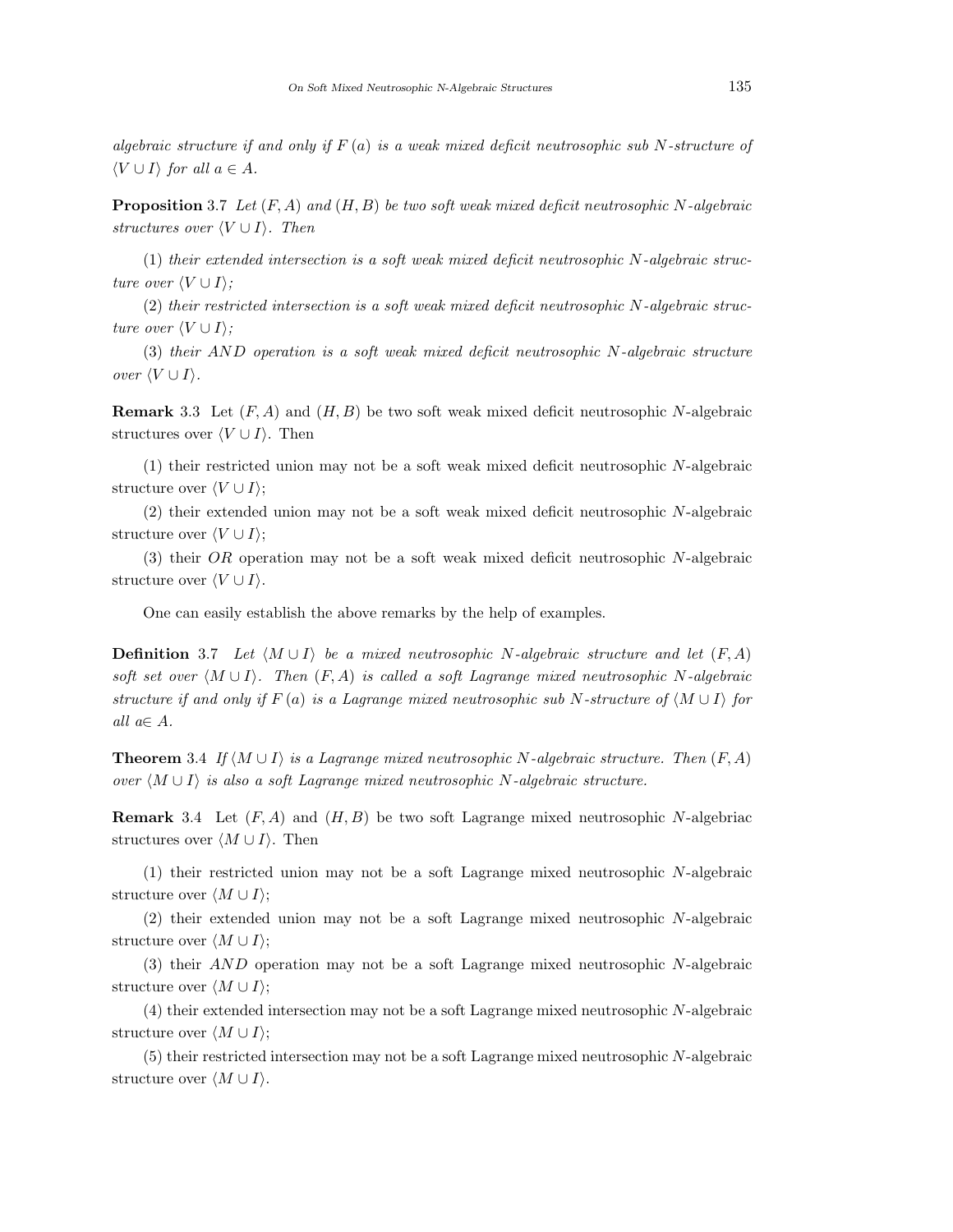*algebraic structure if and only if $F(a)$ is a weak mixed deficit neutrosophic sub $N$-structure of $\langle V \cup I \rangle$ for all $a \in A$.*

**Proposition** 3.7 *Let $(F, A)$ and $(H, B)$ be two soft weak mixed deficit neutrosophic $N$-algebraic structures over $\langle V \cup I \rangle$. Then*

(1) *their extended intersection is a soft weak mixed deficit neutrosophic $N$-algebraic structure over $\langle V \cup I \rangle$;*

(2) *their restricted intersection is a soft weak mixed deficit neutrosophic $N$-algebraic structure over $\langle V \cup I \rangle$;*

(3) *their $AND$ operation is a soft weak mixed deficit neutrosophic $N$-algebraic structure over $\langle V \cup I \rangle$.*

**Remark** 3.3 Let $(F, A)$ and $(H, B)$ be two soft weak mixed deficit neutrosophic $N$-algebraic structures over $\langle V \cup I \rangle$. Then

(1) their restricted union may not be a soft weak mixed deficit neutrosophic $N$-algebraic structure over $\langle V \cup I \rangle$;

(2) their extended union may not be a soft weak mixed deficit neutrosophic $N$-algebraic structure over $\langle V \cup I \rangle$;

(3) their $OR$ operation may not be a soft weak mixed deficit neutrosophic $N$-algebraic structure over $\langle V \cup I \rangle$.

One can easily establish the above remarks by the help of examples.

**Definition** 3.7 *Let $\langle M \cup I \rangle$ be a mixed neutrosophic $N$-algebraic structure and let $(F, A)$ soft set over $\langle M \cup I \rangle$. Then $(F, A)$ is called a soft Lagrange mixed neutrosophic $N$-algebraic structure if and only if $F(a)$ is a Lagrange mixed neutrosophic sub $N$-structure of $\langle M \cup I \rangle$ for all $a \in A$.*

**Theorem** 3.4 *If $\langle M \cup I \rangle$ is a Lagrange mixed neutrosophic $N$-algebraic structure. Then $(F, A)$ over $\langle M \cup I \rangle$ is also a soft Lagrange mixed neutrosophic $N$-algebraic structure.*

**Remark** 3.4 Let $(F, A)$ and $(H, B)$ be two soft Lagrange mixed neutrosophic $N$-algebriac structures over $\langle M \cup I \rangle$. Then

(1) their restricted union may not be a soft Lagrange mixed neutrosophic $N$-algebraic structure over $\langle M \cup I \rangle$;

(2) their extended union may not be a soft Lagrange mixed neutrosophic $N$-algebraic structure over $\langle M \cup I \rangle$;

(3) their $AND$ operation may not be a soft Lagrange mixed neutrosophic $N$-algebraic structure over $\langle M \cup I \rangle$;

(4) their extended intersection may not be a soft Lagrange mixed neutrosophic $N$-algebraic structure over $\langle M \cup I \rangle$;

(5) their restricted intersection may not be a soft Lagrange mixed neutrosophic $N$-algebraic structure over $\langle M \cup I \rangle$.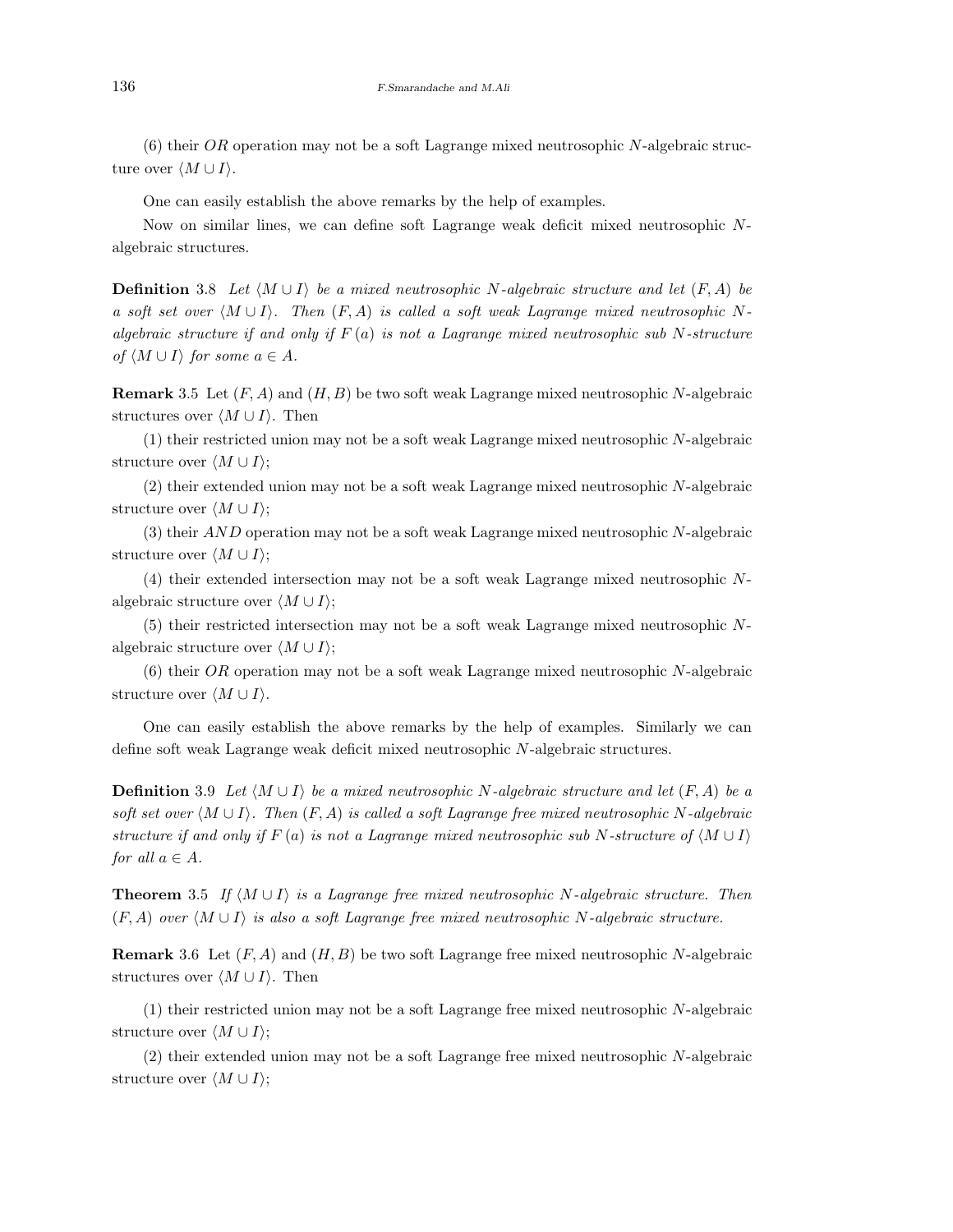(6) their $OR$ operation may not be a soft Lagrange mixed neutrosophic $N$-algebraic structure over $\langle M \cup I \rangle$.

One can easily establish the above remarks by the help of examples.

Now on similar lines, we can define soft Lagrange weak deficit mixed neutrosophic $N$-algebraic structures.

**Definition** 3.8 *Let $\langle M \cup I \rangle$ be a mixed neutrosophic $N$-algebraic structure and let $(F, A)$ be a soft set over $\langle M \cup I \rangle$. Then $(F, A)$ is called a soft weak Lagrange mixed neutrosophic $N$-algebraic structure if and only if $F(a)$ is not a Lagrange mixed neutrosophic sub $N$-structure of $\langle M \cup I \rangle$ for some $a \in A$.*

**Remark** 3.5 Let $(F, A)$ and $(H, B)$ be two soft weak Lagrange mixed neutrosophic $N$-algebraic structures over $\langle M \cup I \rangle$. Then

(1) their restricted union may not be a soft weak Lagrange mixed neutrosophic $N$-algebraic structure over $\langle M \cup I \rangle$;

(2) their extended union may not be a soft weak Lagrange mixed neutrosophic $N$-algebraic structure over $\langle M \cup I \rangle$;

(3) their $AND$ operation may not be a soft weak Lagrange mixed neutrosophic $N$-algebraic structure over $\langle M \cup I \rangle$;

(4) their extended intersection may not be a soft weak Lagrange mixed neutrosophic $N$-algebraic structure over $\langle M \cup I \rangle$;

(5) their restricted intersection may not be a soft weak Lagrange mixed neutrosophic $N$-algebraic structure over $\langle M \cup I \rangle$;

(6) their $OR$ operation may not be a soft weak Lagrange mixed neutrosophic $N$-algebraic structure over $\langle M \cup I \rangle$.

One can easily establish the above remarks by the help of examples. Similarly we can define soft weak Lagrange weak deficit mixed neutrosophic $N$-algebraic structures.

**Definition** 3.9 *Let $\langle M \cup I \rangle$ be a mixed neutrosophic $N$-algebraic structure and let $(F, A)$ be a soft set over $\langle M \cup I \rangle$. Then $(F, A)$ is called a soft Lagrange free mixed neutrosophic $N$-algebraic structure if and only if $F(a)$ is not a Lagrange mixed neutrosophic sub $N$-structure of $\langle M \cup I \rangle$ for all $a \in A$.*

**Theorem** 3.5 *If $\langle M \cup I \rangle$ is a Lagrange free mixed neutrosophic $N$-algebraic structure. Then $(F, A)$ over $\langle M \cup I \rangle$ is also a soft Lagrange free mixed neutrosophic $N$-algebraic structure.*

**Remark** 3.6 Let $(F, A)$ and $(H, B)$ be two soft Lagrange free mixed neutrosophic $N$-algebraic structures over $\langle M \cup I \rangle$. Then

(1) their restricted union may not be a soft Lagrange free mixed neutrosophic $N$-algebraic structure over $\langle M \cup I \rangle$;

(2) their extended union may not be a soft Lagrange free mixed neutrosophic $N$-algebraic structure over $\langle M \cup I \rangle$;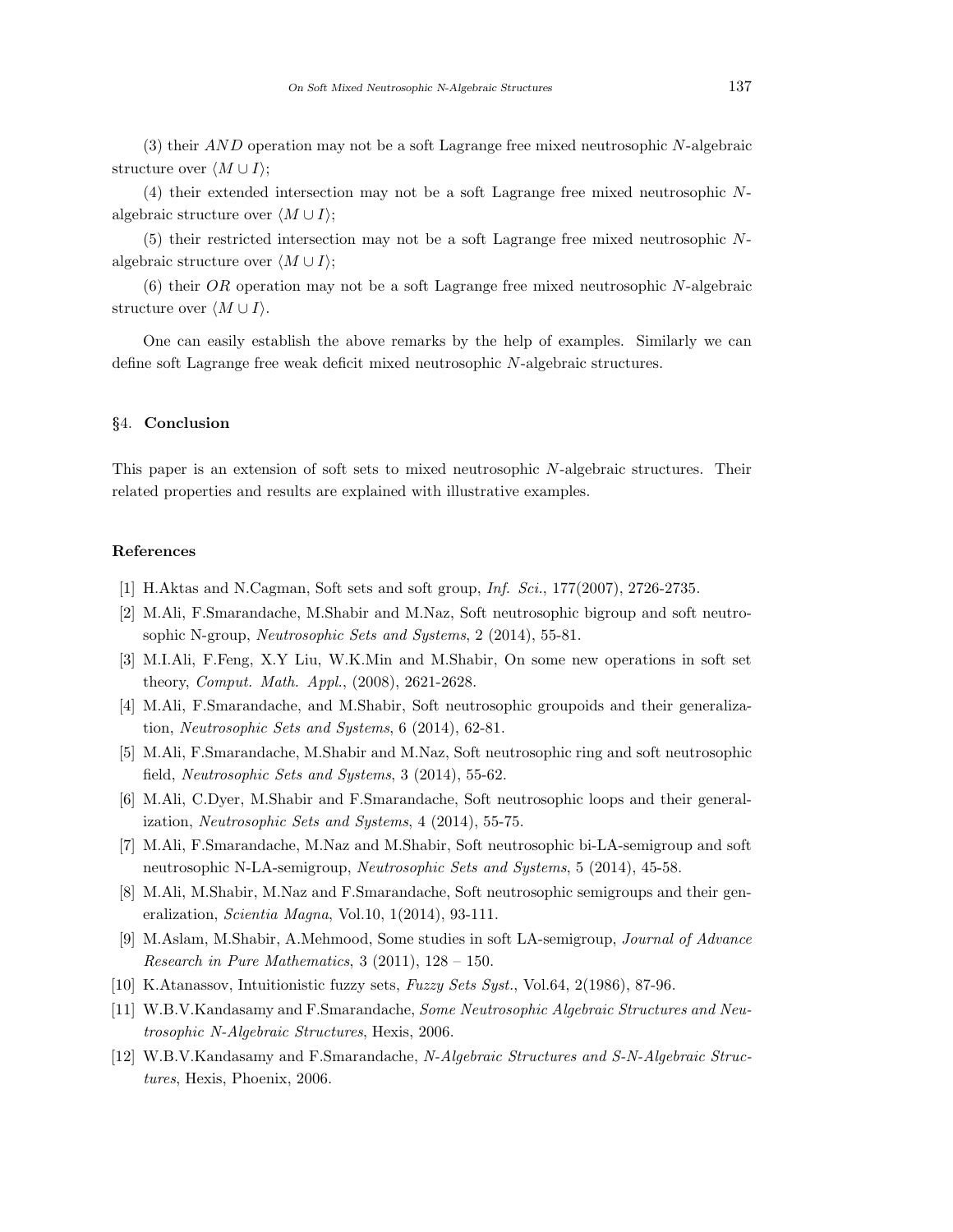(3) their $AND$ operation may not be a soft Lagrange free mixed neutrosophic $N$-algebraic structure over $\langle M \cup I \rangle$;

(4) their extended intersection may not be a soft Lagrange free mixed neutrosophic $N$-algebraic structure over $\langle M \cup I \rangle$;

(5) their restricted intersection may not be a soft Lagrange free mixed neutrosophic $N$-algebraic structure over $\langle M \cup I \rangle$;

(6) their $OR$ operation may not be a soft Lagrange free mixed neutrosophic $N$-algebraic structure over $\langle M \cup I \rangle$.

One can easily establish the above remarks by the help of examples. Similarly we can define soft Lagrange free weak deficit mixed neutrosophic $N$-algebraic structures.

## §4. Conclusion

This paper is an extension of soft sets to mixed neutrosophic $N$-algebraic structures. Their related properties and results are explained with illustrative examples.

## References

[1] H.Aktas and N.Cagman, Soft sets and soft group, *Inf. Sci.*, 177(2007), 2726-2735.

[2] M.Ali, F.Smarandache, M.Shabir and M.Naz, Soft neutrosophic bigroup and soft neutrosophic N-group, *Neutrosophic Sets and Systems*, 2 (2014), 55-81.

[3] M.I.Ali, F.Feng, X.Y Liu, W.K.Min and M.Shabir, On some new operations in soft set theory, *Comput. Math. Appl.*, (2008), 2621-2628.

[4] M.Ali, F.Smarandache, and M.Shabir, Soft neutrosophic groupoids and their generalization, *Neutrosophic Sets and Systems*, 6 (2014), 62-81.

[5] M.Ali, F.Smarandache, M.Shabir and M.Naz, Soft neutrosophic ring and soft neutrosophic field, *Neutrosophic Sets and Systems*, 3 (2014), 55-62.

[6] M.Ali, C.Dyer, M.Shabir and F.Smarandache, Soft neutrosophic loops and their generalization, *Neutrosophic Sets and Systems*, 4 (2014), 55-75.

[7] M.Ali, F.Smarandache, M.Naz and M.Shabir, Soft neutrosophic bi-LA-semigroup and soft neutrosophic N-LA-semigroup, *Neutrosophic Sets and Systems*, 5 (2014), 45-58.

[8] M.Ali, M.Shabir, M.Naz and F.Smarandache, Soft neutrosophic semigroups and their generalization, *Scientia Magna*, Vol.10, 1(2014), 93-111.

[9] M.Aslam, M.Shabir, A.Mehmood, Some studies in soft LA-semigroup, *Journal of Advance Research in Pure Mathematics*, 3 (2011), 128 – 150.

[10] K.Atanassov, Intuitionistic fuzzy sets, *Fuzzy Sets Syst.*, Vol.64, 2(1986), 87-96.

[11] W.B.V.Kandasamy and F.Smarandache, *Some Neutrosophic Algebraic Structures and Neutrosophic N-Algebraic Structures*, Hexis, 2006.

[12] W.B.V.Kandasamy and F.Smarandache, *N-Algebraic Structures and S-N-Algebraic Structures*, Hexis, Phoenix, 2006.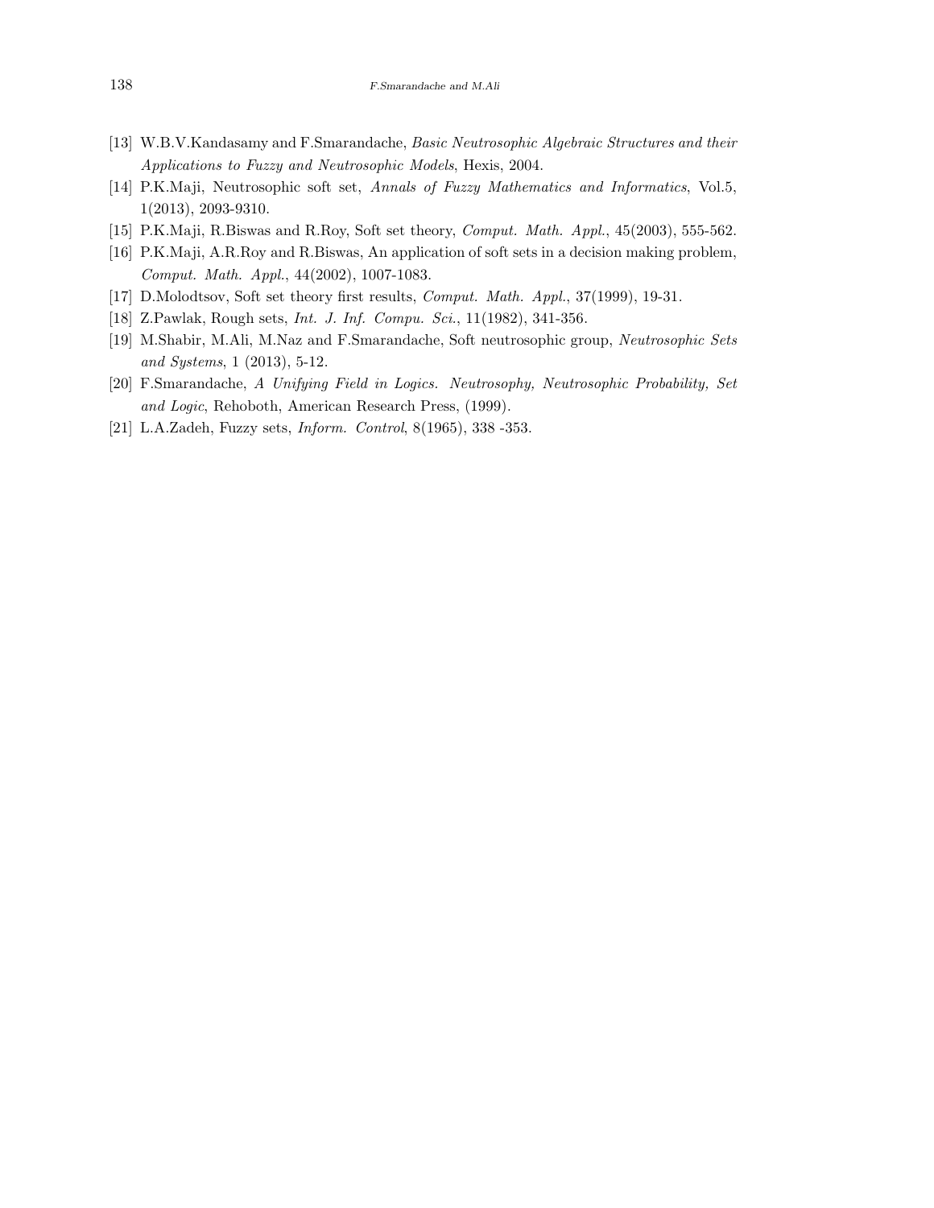[13] W.B.V.Kandasamy and F.Smarandache, *Basic Neutrosophic Algebraic Structures and their Applications to Fuzzy and Neutrosophic Models*, Hexis, 2004.

[14] P.K.Maji, Neutrosophic soft set, *Annals of Fuzzy Mathematics and Informatics*, Vol.5, 1(2013), 2093-9310.

[15] P.K.Maji, R.Biswas and R.Roy, Soft set theory, *Comput. Math. Appl.*, 45(2003), 555-562.

[16] P.K.Maji, A.R.Roy and R.Biswas, An application of soft sets in a decision making problem, *Comput. Math. Appl.*, 44(2002), 1007-1083.

[17] D.Molodtsov, Soft set theory first results, *Comput. Math. Appl.*, 37(1999), 19-31.

[18] Z.Pawlak, Rough sets, *Int. J. Inf. Compu. Sci.*, 11(1982), 341-356.

[19] M.Shabir, M.Ali, M.Naz and F.Smarandache, Soft neutrosophic group, *Neutrosophic Sets and Systems*, 1 (2013), 5-12.

[20] F.Smarandache, *A Unifying Field in Logics. Neutrosophy, Neutrosophic Probability, Set and Logic*, Rehoboth, American Research Press, (1999).

[21] L.A.Zadeh, Fuzzy sets, *Inform. Control*, 8(1965), 338 -353.